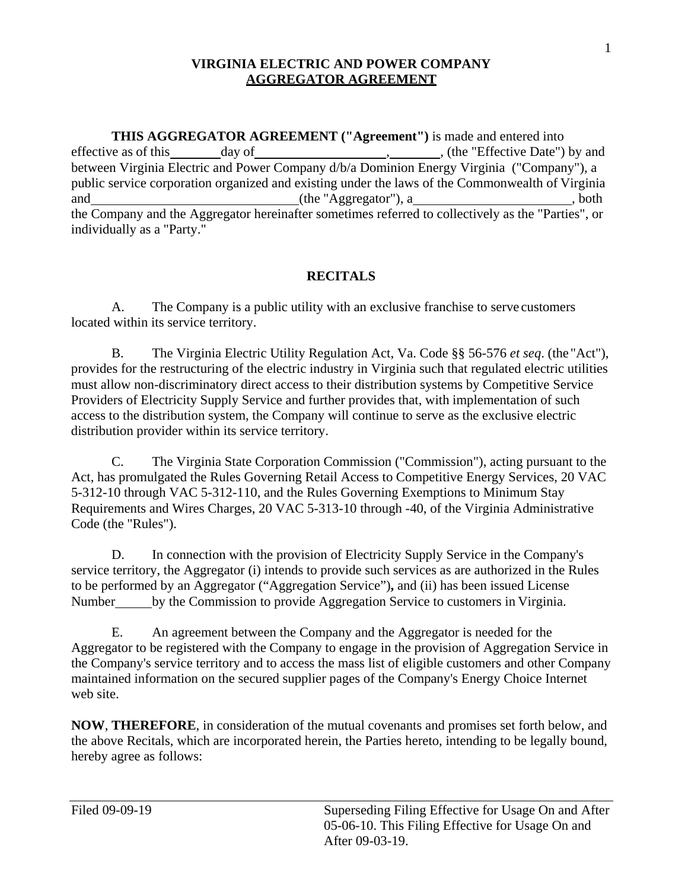# VIRGINIA ELECTRIC AND POWER COMPANY
## AGGREGATOR AGREEMENT

**THIS AGGREGATOR AGREEMENT ("Agreement")** is made and entered into effective as of this ______ day of ________________, ______, (the "Effective Date") by and between Virginia Electric and Power Company d/b/a Dominion Energy Virginia ("Company"), a public service corporation organized and existing under the laws of the Commonwealth of Virginia and ___________________________ (the "Aggregator"), a ______________________, both the Company and the Aggregator hereinafter sometimes referred to collectively as the "Parties", or individually as a "Party."

### RECITALS

A. The Company is a public utility with an exclusive franchise to serve customers located within its service territory.

B. The Virginia Electric Utility Regulation Act, Va. Code §§ 56-576 *et seq.* (the "Act"), provides for the restructuring of the electric industry in Virginia such that regulated electric utilities must allow non-discriminatory direct access to their distribution systems by Competitive Service Providers of Electricity Supply Service and further provides that, with implementation of such access to the distribution system, the Company will continue to serve as the exclusive electric distribution provider within its service territory.

C. The Virginia State Corporation Commission ("Commission"), acting pursuant to the Act, has promulgated the Rules Governing Retail Access to Competitive Energy Services, 20 VAC 5-312-10 through VAC 5-312-110, and the Rules Governing Exemptions to Minimum Stay Requirements and Wires Charges, 20 VAC 5-313-10 through -40, of the Virginia Administrative Code (the "Rules").

D. In connection with the provision of Electricity Supply Service in the Company's service territory, the Aggregator (i) intends to provide such services as are authorized in the Rules to be performed by an Aggregator ("Aggregation Service")**,** and (ii) has been issued License Number ______ by the Commission to provide Aggregation Service to customers in Virginia.

E. An agreement between the Company and the Aggregator is needed for the Aggregator to be registered with the Company to engage in the provision of Aggregation Service in the Company's service territory and to access the mass list of eligible customers and other Company maintained information on the secured supplier pages of the Company's Energy Choice Internet web site.

**NOW**, **THEREFORE**, in consideration of the mutual covenants and promises set forth below, and the above Recitals, which are incorporated herein, the Parties hereto, intending to be legally bound, hereby agree as follows:

Filed 09-09-19

Superseding Filing Effective for Usage On and After 05-06-10. This Filing Effective for Usage On and After 09-03-19.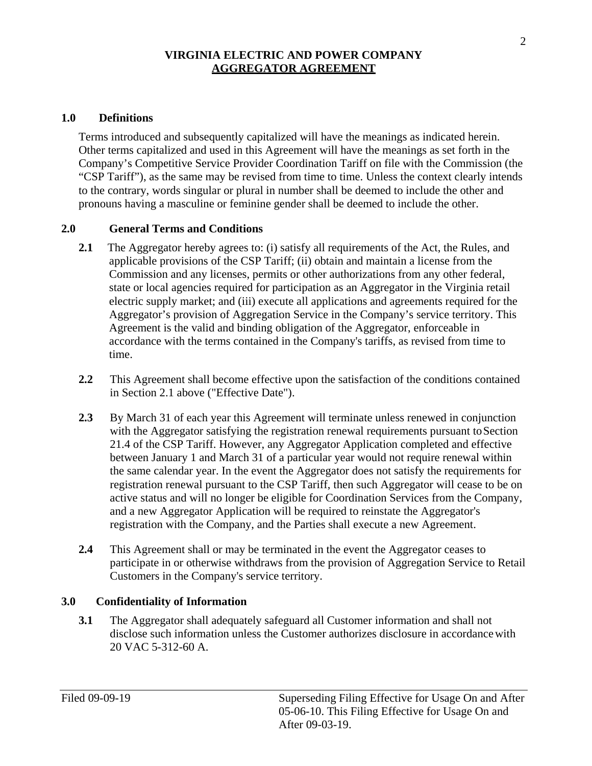**VIRGINIA ELECTRIC AND POWER COMPANY**
**AGGREGATOR AGREEMENT**

## 1.0 Definitions

Terms introduced and subsequently capitalized will have the meanings as indicated herein. Other terms capitalized and used in this Agreement will have the meanings as set forth in the Company's Competitive Service Provider Coordination Tariff on file with the Commission (the "CSP Tariff"), as the same may be revised from time to time. Unless the context clearly intends to the contrary, words singular or plural in number shall be deemed to include the other and pronouns having a masculine or feminine gender shall be deemed to include the other.

## 2.0 General Terms and Conditions

**2.1** The Aggregator hereby agrees to: (i) satisfy all requirements of the Act, the Rules, and applicable provisions of the CSP Tariff; (ii) obtain and maintain a license from the Commission and any licenses, permits or other authorizations from any other federal, state or local agencies required for participation as an Aggregator in the Virginia retail electric supply market; and (iii) execute all applications and agreements required for the Aggregator's provision of Aggregation Service in the Company's service territory. This Agreement is the valid and binding obligation of the Aggregator, enforceable in accordance with the terms contained in the Company's tariffs, as revised from time to time.

**2.2** This Agreement shall become effective upon the satisfaction of the conditions contained in Section 2.1 above ("Effective Date").

**2.3** By March 31 of each year this Agreement will terminate unless renewed in conjunction with the Aggregator satisfying the registration renewal requirements pursuant to Section 21.4 of the CSP Tariff. However, any Aggregator Application completed and effective between January 1 and March 31 of a particular year would not require renewal within the same calendar year. In the event the Aggregator does not satisfy the requirements for registration renewal pursuant to the CSP Tariff, then such Aggregator will cease to be on active status and will no longer be eligible for Coordination Services from the Company, and a new Aggregator Application will be required to reinstate the Aggregator's registration with the Company, and the Parties shall execute a new Agreement.

**2.4** This Agreement shall or may be terminated in the event the Aggregator ceases to participate in or otherwise withdraws from the provision of Aggregation Service to Retail Customers in the Company's service territory.

## 3.0 Confidentiality of Information

**3.1** The Aggregator shall adequately safeguard all Customer information and shall not disclose such information unless the Customer authorizes disclosure in accordance with 20 VAC 5-312-60 A.

Filed 09-09-19

Superseding Filing Effective for Usage On and After 05-06-10. This Filing Effective for Usage On and After 09-03-19.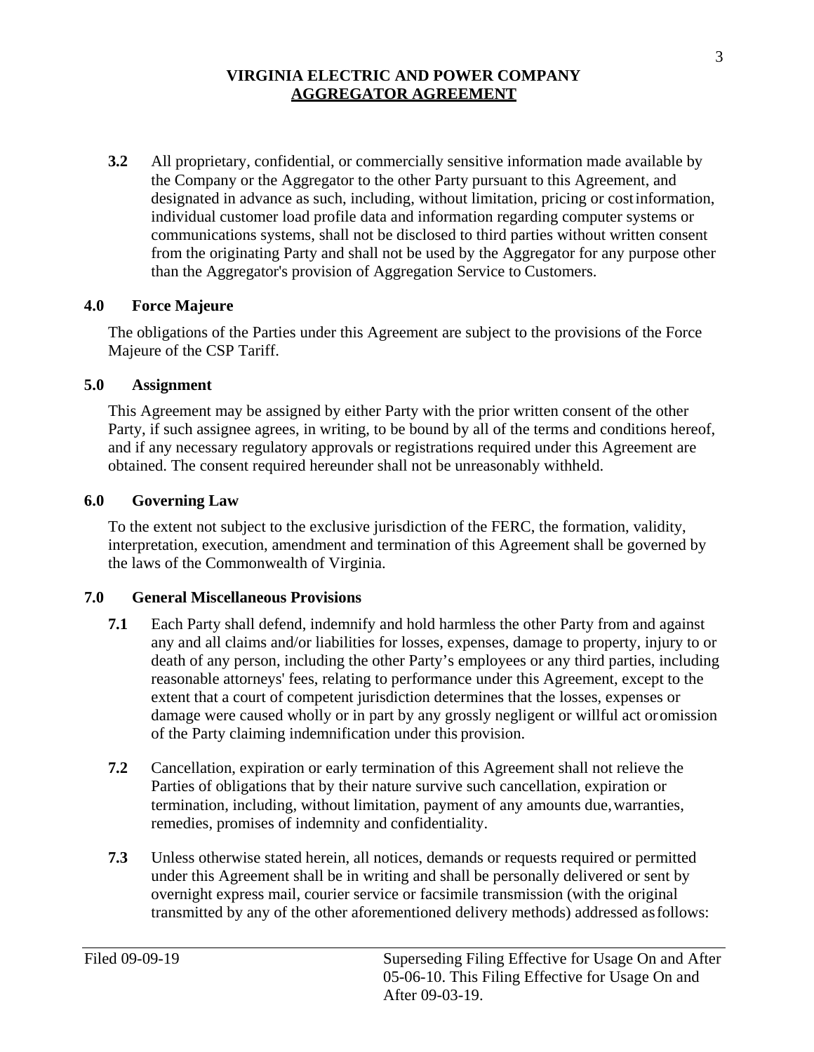**3.2** All proprietary, confidential, or commercially sensitive information made available by the Company or the Aggregator to the other Party pursuant to this Agreement, and designated in advance as such, including, without limitation, pricing or cost information, individual customer load profile data and information regarding computer systems or communications systems, shall not be disclosed to third parties without written consent from the originating Party and shall not be used by the Aggregator for any purpose other than the Aggregator's provision of Aggregation Service to Customers.

## 4.0 Force Majeure

The obligations of the Parties under this Agreement are subject to the provisions of the Force Majeure of the CSP Tariff.

## 5.0 Assignment

This Agreement may be assigned by either Party with the prior written consent of the other Party, if such assignee agrees, in writing, to be bound by all of the terms and conditions hereof, and if any necessary regulatory approvals or registrations required under this Agreement are obtained. The consent required hereunder shall not be unreasonably withheld.

## 6.0 Governing Law

To the extent not subject to the exclusive jurisdiction of the FERC, the formation, validity, interpretation, execution, amendment and termination of this Agreement shall be governed by the laws of the Commonwealth of Virginia.

## 7.0 General Miscellaneous Provisions

**7.1** Each Party shall defend, indemnify and hold harmless the other Party from and against any and all claims and/or liabilities for losses, expenses, damage to property, injury to or death of any person, including the other Party's employees or any third parties, including reasonable attorneys' fees, relating to performance under this Agreement, except to the extent that a court of competent jurisdiction determines that the losses, expenses or damage were caused wholly or in part by any grossly negligent or willful act or omission of the Party claiming indemnification under this provision.

**7.2** Cancellation, expiration or early termination of this Agreement shall not relieve the Parties of obligations that by their nature survive such cancellation, expiration or termination, including, without limitation, payment of any amounts due, warranties, remedies, promises of indemnity and confidentiality.

**7.3** Unless otherwise stated herein, all notices, demands or requests required or permitted under this Agreement shall be in writing and shall be personally delivered or sent by overnight express mail, courier service or facsimile transmission (with the original transmitted by any of the other aforementioned delivery methods) addressed as follows: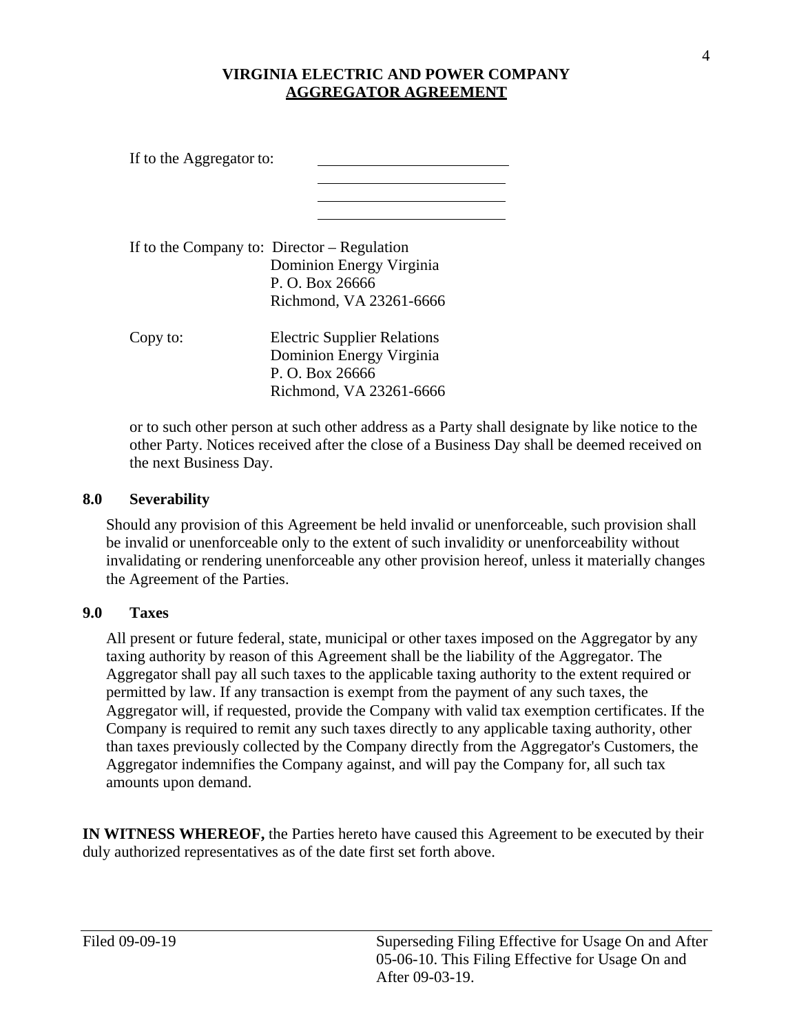If to the Aggregator to: \_\_\_\_\_\_\_\_\_\_\_\_\_\_\_\_\_\_\_\_\_\_\_\_
\_\_\_\_\_\_\_\_\_\_\_\_\_\_\_\_\_\_\_\_\_\_\_\_
\_\_\_\_\_\_\_\_\_\_\_\_\_\_\_\_\_\_\_\_\_\_\_\_
\_\_\_\_\_\_\_\_\_\_\_\_\_\_\_\_\_\_\_\_\_\_\_\_

If to the Company to: Director – Regulation
Dominion Energy Virginia
P. O. Box 26666
Richmond, VA 23261-6666

Copy to: Electric Supplier Relations
Dominion Energy Virginia
P. O. Box 26666
Richmond, VA 23261-6666

or to such other person at such other address as a Party shall designate by like notice to the other Party. Notices received after the close of a Business Day shall be deemed received on the next Business Day.

**8.0 Severability**

Should any provision of this Agreement be held invalid or unenforceable, such provision shall be invalid or unenforceable only to the extent of such invalidity or unenforceability without invalidating or rendering unenforceable any other provision hereof, unless it materially changes the Agreement of the Parties.

**9.0 Taxes**

All present or future federal, state, municipal or other taxes imposed on the Aggregator by any taxing authority by reason of this Agreement shall be the liability of the Aggregator. The Aggregator shall pay all such taxes to the applicable taxing authority to the extent required or permitted by law. If any transaction is exempt from the payment of any such taxes, the Aggregator will, if requested, provide the Company with valid tax exemption certificates. If the Company is required to remit any such taxes directly to any applicable taxing authority, other than taxes previously collected by the Company directly from the Aggregator's Customers, the Aggregator indemnifies the Company against, and will pay the Company for, all such tax amounts upon demand.

**IN WITNESS WHEREOF,** the Parties hereto have caused this Agreement to be executed by their duly authorized representatives as of the date first set forth above.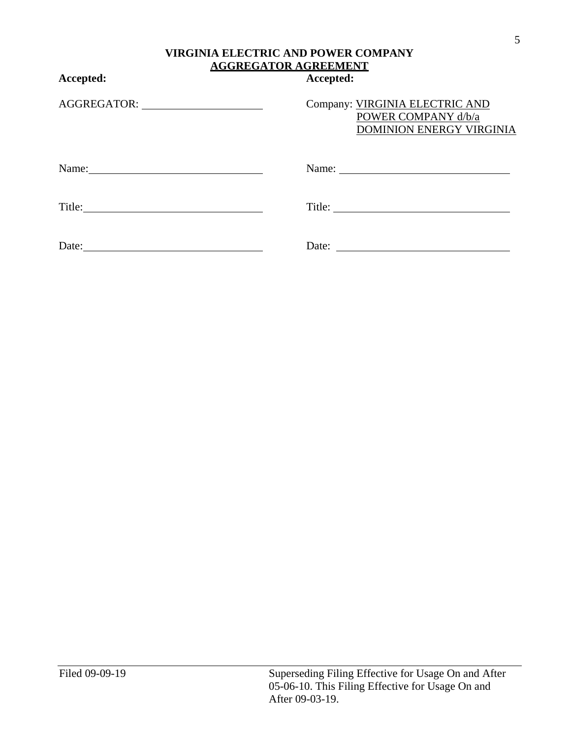**VIRGINIA ELECTRIC AND POWER COMPANY**
**AGGREGATOR AGREEMENT**

| **Accepted:** | **Accepted:** |
|---|---|
| AGGREGATOR: ______________________ | Company: VIRGINIA ELECTRIC AND POWER COMPANY d/b/a DOMINION ENERGY VIRGINIA |
| Name: ______________________ | Name: ______________________ |
| Title: ______________________ | Title: ______________________ |
| Date: ______________________ | Date: ______________________ |

Filed 09-09-19

Superseding Filing Effective for Usage On and After 05-06-10. This Filing Effective for Usage On and After 09-03-19.